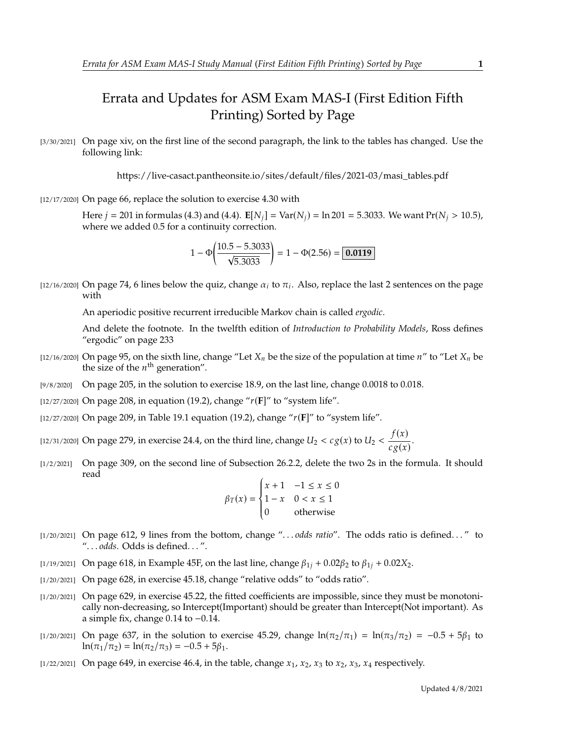# Errata and Updates for ASM Exam MAS-I (First Edition Fifth Printing) Sorted by Page

[3/30/2021] On page xiv, on the first line of the second paragraph, the link to the tables has changed. Use the following link:

https://live-casact.pantheonsite.io/sites/default/files/2021-03/masi_tables.pdf

[12/17/2020] On page 66, replace the solution to exercise 4.30 with

Here $j = 201$ in formulas (4.3) and (4.4). $\mathbf{E}[N_j] = \mathrm{Var}(N_j) = \ln 201 = 5.3033$. We want $\Pr(N_j > 10.5)$, where we added 0.5 for a continuity correction.

$$1 - \Phi\left(\frac{10.5 - 5.3033}{\sqrt{5.3033}}\right) = 1 - \Phi(2.56) = \boxed{\mathbf{0.0119}}$$

[12/16/2020] On page 74, 6 lines below the quiz, change $\alpha_i$ to $\pi_i$. Also, replace the last 2 sentences on the page with

An aperiodic positive recurrent irreducible Markov chain is called *ergodic*.

And delete the footnote. In the twelfth edition of *Introduction to Probability Models*, Ross defines "ergodic" on page 233

[12/16/2020] On page 95, on the sixth line, change "Let $X_n$ be the size of the population at time $n$" to "Let $X_n$ be the size of the $n^{\text{th}}$ generation".

[9/8/2020] On page 205, in the solution to exercise 18.9, on the last line, change 0.0018 to 0.018.

[12/27/2020] On page 208, in equation (19.2), change "$r(\mathbf{F}]$" to "system life".

[12/27/2020] On page 209, in Table 19.1 equation (19.2), change "$r(\mathbf{F}]$" to "system life".

[12/31/2020] On page 279, in exercise 24.4, on the third line, change $U_2 < cg(x)$ to $U_2 < \dfrac{f(x)}{cg(x)}$.

[1/2/2021] On page 309, on the second line of Subsection 26.2.2, delete the two 2s in the formula. It should read

$$\beta_T(x) = \begin{cases} x+1 & -1 \le x \le 0 \\ 1-x & 0 < x \le 1 \\ 0 & \text{otherwise} \end{cases}$$

[1/20/2021] On page 612, 9 lines from the bottom, change "... *odds ratio*". The odds ratio is defined..." to "... *odds*. Odds is defined...".

[1/19/2021] On page 618, in Example 45F, on the last line, change $\beta_{1j} + 0.02\beta_2$ to $\beta_{1j} + 0.02X_2$.

[1/20/2021] On page 628, in exercise 45.18, change "relative odds" to "odds ratio".

[1/20/2021] On page 629, in exercise 45.22, the fitted coefficients are impossible, since they must be monotonically non-decreasing, so Intercept(Important) should be greater than Intercept(Not important). As a simple fix, change 0.14 to −0.14.

[1/20/2021] On page 637, in the solution to exercise 45.29, change $\ln(\pi_2/\pi_1) = \ln(\pi_3/\pi_2) = -0.5 + 5\beta_1$ to $\ln(\pi_1/\pi_2) = \ln(\pi_2/\pi_3) = -0.5 + 5\beta_1$.

[1/22/2021] On page 649, in exercise 46.4, in the table, change $x_1$, $x_2$, $x_3$ to $x_2$, $x_3$, $x_4$ respectively.

Updated 4/8/2021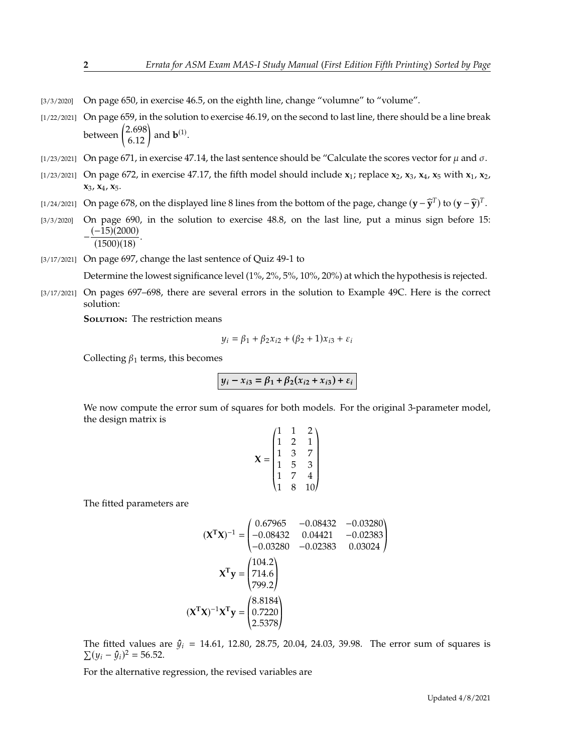[3/3/2020] On page 650, in exercise 46.5, on the eighth line, change "volumne" to "volume".

[1/22/2021] On page 659, in the solution to exercise 46.19, on the second to last line, there should be a line break between $\begin{pmatrix} 2.698 \\ 6.12 \end{pmatrix}$ and $\mathbf{b}^{(1)}$.

[1/23/2021] On page 671, in exercise 47.14, the last sentence should be "Calculate the scores vector for $\mu$ and $\sigma$.

[1/23/2021] On page 672, in exercise 47.17, the fifth model should include $\mathbf{x}_1$; replace $\mathbf{x}_2$, $\mathbf{x}_3$, $\mathbf{x}_4$, $\mathbf{x}_5$ with $\mathbf{x}_1$, $\mathbf{x}_2$, $\mathbf{x}_3$, $\mathbf{x}_4$, $\mathbf{x}_5$.

[1/24/2021] On page 678, on the displayed line 8 lines from the bottom of the page, change $(\mathbf{y} - \widehat{\mathbf{y}}^T)$ to $(\mathbf{y} - \widehat{\mathbf{y}})^T$.

[3/3/2020] On page 690, in the solution to exercise 48.8, on the last line, put a minus sign before 15: $-\dfrac{(-15)(2000)}{(1500)(18)}$.

[3/17/2021] On page 697, change the last sentence of Quiz 49-1 to

Determine the lowest significance level (1%, 2%, 5%, 10%, 20%) at which the hypothesis is rejected.

[3/17/2021] On pages 697–698, there are several errors in the solution to Example 49C. Here is the correct solution:

**Solution:** The restriction means

$$y_i = \beta_1 + \beta_2 x_{i2} + (\beta_2 + 1)x_{i3} + \varepsilon_i$$

Collecting $\beta_1$ terms, this becomes

$$\boxed{y_i - x_{i3} = \beta_1 + \beta_2(x_{i2} + x_{i3}) + \varepsilon_i}$$

We now compute the error sum of squares for both models. For the original 3-parameter model, the design matrix is

$$\mathbf{X} = \begin{pmatrix} 1 & 1 & 2 \\ 1 & 2 & 1 \\ 1 & 3 & 7 \\ 1 & 5 & 3 \\ 1 & 7 & 4 \\ 1 & 8 & 10 \end{pmatrix}$$

The fitted parameters are

$$(\mathbf{X^T X})^{-1} = \begin{pmatrix} 0.67965 & -0.08432 & -0.03280 \\ -0.08432 & 0.04421 & -0.02383 \\ -0.03280 & -0.02383 & 0.03024 \end{pmatrix}$$

$$\mathbf{X^T y} = \begin{pmatrix} 104.2 \\ 714.6 \\ 799.2 \end{pmatrix}$$

$$(\mathbf{X^T X})^{-1}\mathbf{X^T y} = \begin{pmatrix} 8.8184 \\ 0.7220 \\ 2.5378 \end{pmatrix}$$

The fitted values are $\hat{y}_i = 14.61, 12.80, 28.75, 20.04, 24.03, 39.98$. The error sum of squares is $\sum(y_i - \hat{y}_i)^2 = 56.52$.

For the alternative regression, the revised variables are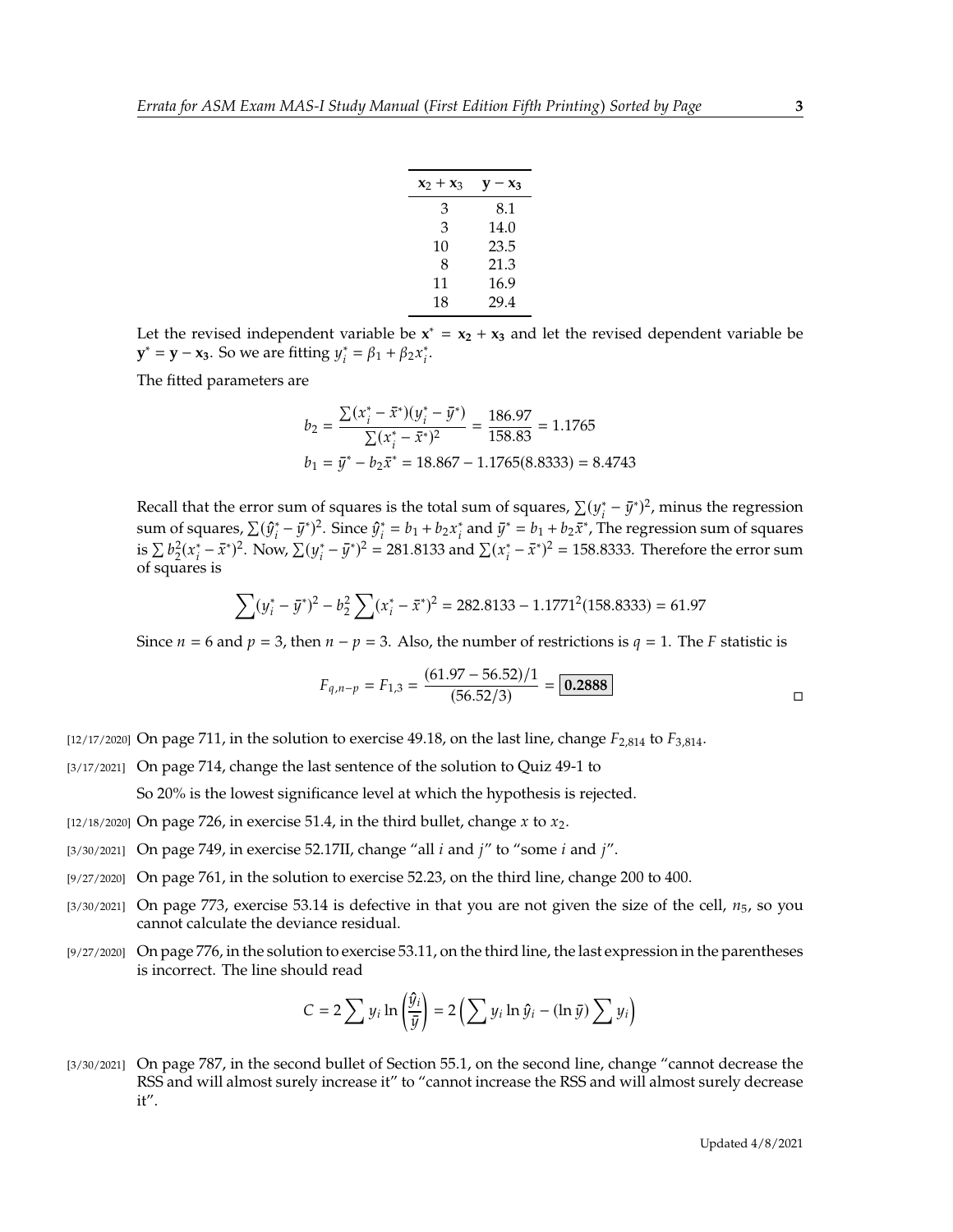| $\mathbf{x_2 + x_3}$ | $\mathbf{y - x_3}$ |
|---|---|
| 3 | 8.1 |
| 3 | 14.0 |
| 10 | 23.5 |
| 8 | 21.3 |
| 11 | 16.9 |
| 18 | 29.4 |

Let the revised independent variable be $\mathbf{x}^* = \mathbf{x_2} + \mathbf{x_3}$ and let the revised dependent variable be $\mathbf{y}^* = \mathbf{y} - \mathbf{x_3}$. So we are fitting $y_i^* = \beta_1 + \beta_2 x_i^*$.

The fitted parameters are

$$b_2 = \frac{\sum(x_i^* - \bar{x}^*)(y_i^* - \bar{y}^*)}{\sum(x_i^* - \bar{x}^*)^2} = \frac{186.97}{158.83} = 1.1765$$

$$b_1 = \bar{y}^* - b_2\bar{x}^* = 18.867 - 1.1765(8.8333) = 8.4743$$

Recall that the error sum of squares is the total sum of squares, $\sum(y_i^* - \bar{y}^*)^2$, minus the regression sum of squares, $\sum(\hat{y}_i^* - \bar{y}^*)^2$. Since $\hat{y}_i^* = b_1 + b_2 x_i^*$ and $\bar{y}^* = b_1 + b_2\bar{x}^*$, The regression sum of squares is $\sum b_2^2(x_i^* - \bar{x}^*)^2$. Now, $\sum(y_i^* - \bar{y}^*)^2 = 281.8133$ and $\sum(x_i^* - \bar{x}^*)^2 = 158.8333$. Therefore the error sum of squares is

$$\sum(y_i^* - \bar{y}^*)^2 - b_2^2\sum(x_i^* - \bar{x}^*)^2 = 282.8133 - 1.1771^2(158.8333) = 61.97$$

Since $n = 6$ and $p = 3$, then $n - p = 3$. Also, the number of restrictions is $q = 1$. The $F$ statistic is

$$F_{q,n-p} = F_{1,3} = \frac{(61.97 - 56.52)/1}{(56.52/3)} = \boxed{\mathbf{0.2888}}$$

□

[12/17/2020] On page 711, in the solution to exercise 49.18, on the last line, change $F_{2,814}$ to $F_{3,814}$.

[3/17/2021] On page 714, change the last sentence of the solution to Quiz 49-1 to

So 20% is the lowest significance level at which the hypothesis is rejected.

[12/18/2020] On page 726, in exercise 51.4, in the third bullet, change $x$ to $x_2$.

[3/30/2021] On page 749, in exercise 52.17II, change "all $i$ and $j$" to "some $i$ and $j$".

[9/27/2020] On page 761, in the solution to exercise 52.23, on the third line, change 200 to 400.

[3/30/2021] On page 773, exercise 53.14 is defective in that you are not given the size of the cell, $n_5$, so you cannot calculate the deviance residual.

[9/27/2020] On page 776, in the solution to exercise 53.11, on the third line, the last expression in the parentheses is incorrect. The line should read

$$C = 2\sum y_i \ln\left(\frac{\hat{y}_i}{\bar{y}}\right) = 2\left(\sum y_i \ln \hat{y}_i - (\ln \bar{y})\sum y_i\right)$$

[3/30/2021] On page 787, in the second bullet of Section 55.1, on the second line, change "cannot decrease the RSS and will almost surely increase it" to "cannot increase the RSS and will almost surely decrease it".

Updated 4/8/2021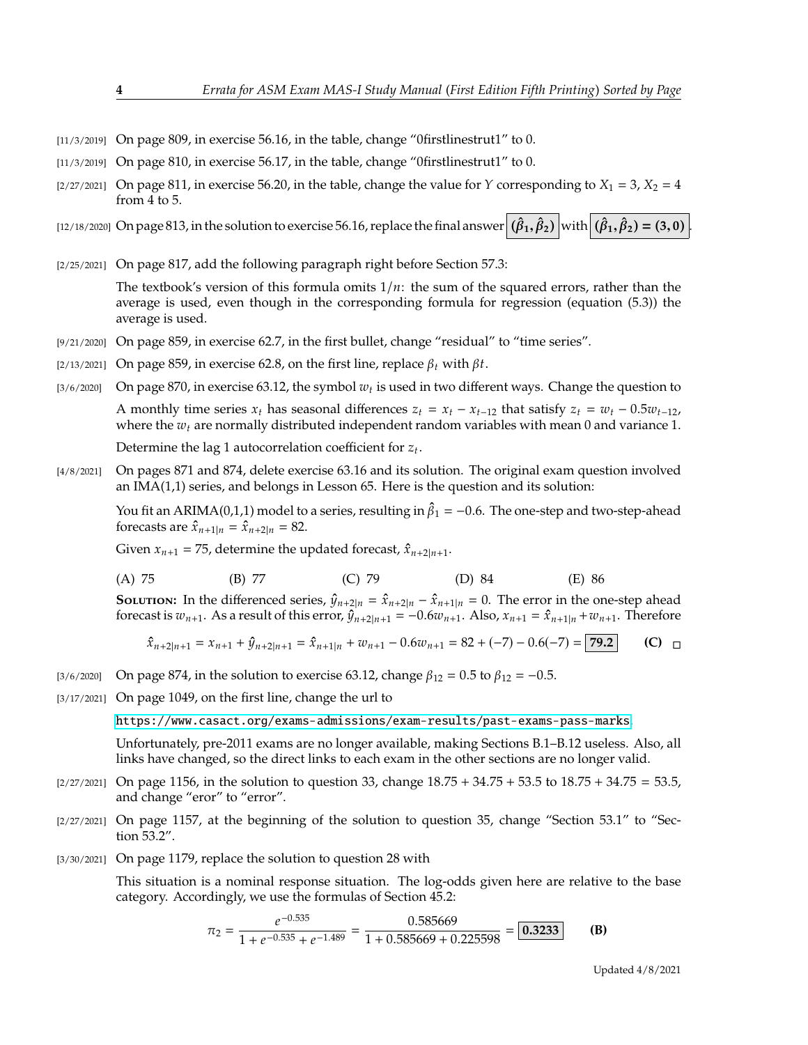[11/3/2019] On page 809, in exercise 56.16, in the table, change "0firstlinestrut1" to 0.

[11/3/2019] On page 810, in exercise 56.17, in the table, change "0firstlinestrut1" to 0.

[2/27/2021] On page 811, in exercise 56.20, in the table, change the value for $Y$ corresponding to $X_1 = 3$, $X_2 = 4$ from 4 to 5.

[12/18/2020] On page 813, in the solution to exercise 56.16, replace the final answer $\boxed{(\hat{\beta}_1, \hat{\beta}_2)}$ with $\boxed{(\hat{\beta}_1, \hat{\beta}_2) = (3, 0)}$.

[2/25/2021] On page 817, add the following paragraph right before Section 57.3:

The textbook's version of this formula omits $1/n$: the sum of the squared errors, rather than the average is used, even though in the corresponding formula for regression (equation (5.3)) the average is used.

[9/21/2020] On page 859, in exercise 62.7, in the first bullet, change "residual" to "time series".

[2/13/2021] On page 859, in exercise 62.8, on the first line, replace $\beta_t$ with $\beta t$.

[3/6/2020] On page 870, in exercise 63.12, the symbol $w_t$ is used in two different ways. Change the question to

A monthly time series $x_t$ has seasonal differences $z_t = x_t - x_{t-12}$ that satisfy $z_t = w_t - 0.5w_{t-12}$, where the $w_t$ are normally distributed independent random variables with mean 0 and variance 1.

Determine the lag 1 autocorrelation coefficient for $z_t$.

[4/8/2021] On pages 871 and 874, delete exercise 63.16 and its solution. The original exam question involved an IMA(1,1) series, and belongs in Lesson 65. Here is the question and its solution:

You fit an ARIMA(0,1,1) model to a series, resulting in $\hat{\beta}_1 = -0.6$. The one-step and two-step-ahead forecasts are $\hat{x}_{n+1|n} = \hat{x}_{n+2|n} = 82$.

Given $x_{n+1} = 75$, determine the updated forecast, $\hat{x}_{n+2|n+1}$.

(A) 75 (B) 77 (C) 79 (D) 84 (E) 86

**Solution:** In the differenced series, $\hat{y}_{n+2|n} = \hat{x}_{n+2|n} - \hat{x}_{n+1|n} = 0$. The error in the one-step ahead forecast is $w_{n+1}$. As a result of this error, $\hat{y}_{n+2|n+1} = -0.6w_{n+1}$. Also, $x_{n+1} = \hat{x}_{n+1|n} + w_{n+1}$. Therefore

$$\hat{x}_{n+2|n+1} = x_{n+1} + \hat{y}_{n+2|n+1} = \hat{x}_{n+1|n} + w_{n+1} - 0.6w_{n+1} = 82 + (-7) - 0.6(-7) = \boxed{79.2} \qquad \textbf{(C)} \quad \square$$

[3/6/2020] On page 874, in the solution to exercise 63.12, change $\beta_{12} = 0.5$ to $\beta_{12} = -0.5$.

[3/17/2021] On page 1049, on the first line, change the url to

https://www.casact.org/exams-admissions/exam-results/past-exams-pass-marks

Unfortunately, pre-2011 exams are no longer available, making Sections B.1–B.12 useless. Also, all links have changed, so the direct links to each exam in the other sections are no longer valid.

[2/27/2021] On page 1156, in the solution to question 33, change 18.75 + 34.75 + 53.5 to 18.75 + 34.75 = 53.5, and change "eror" to "error".

[2/27/2021] On page 1157, at the beginning of the solution to question 35, change "Section 53.1" to "Section 53.2".

[3/30/2021] On page 1179, replace the solution to question 28 with

This situation is a nominal response situation. The log-odds given here are relative to the base category. Accordingly, we use the formulas of Section 45.2:

$$\pi_2 = \frac{e^{-0.535}}{1 + e^{-0.535} + e^{-1.489}} = \frac{0.585669}{1 + 0.585669 + 0.225598} = \boxed{0.3233} \qquad \textbf{(B)}$$

Updated 4/8/2021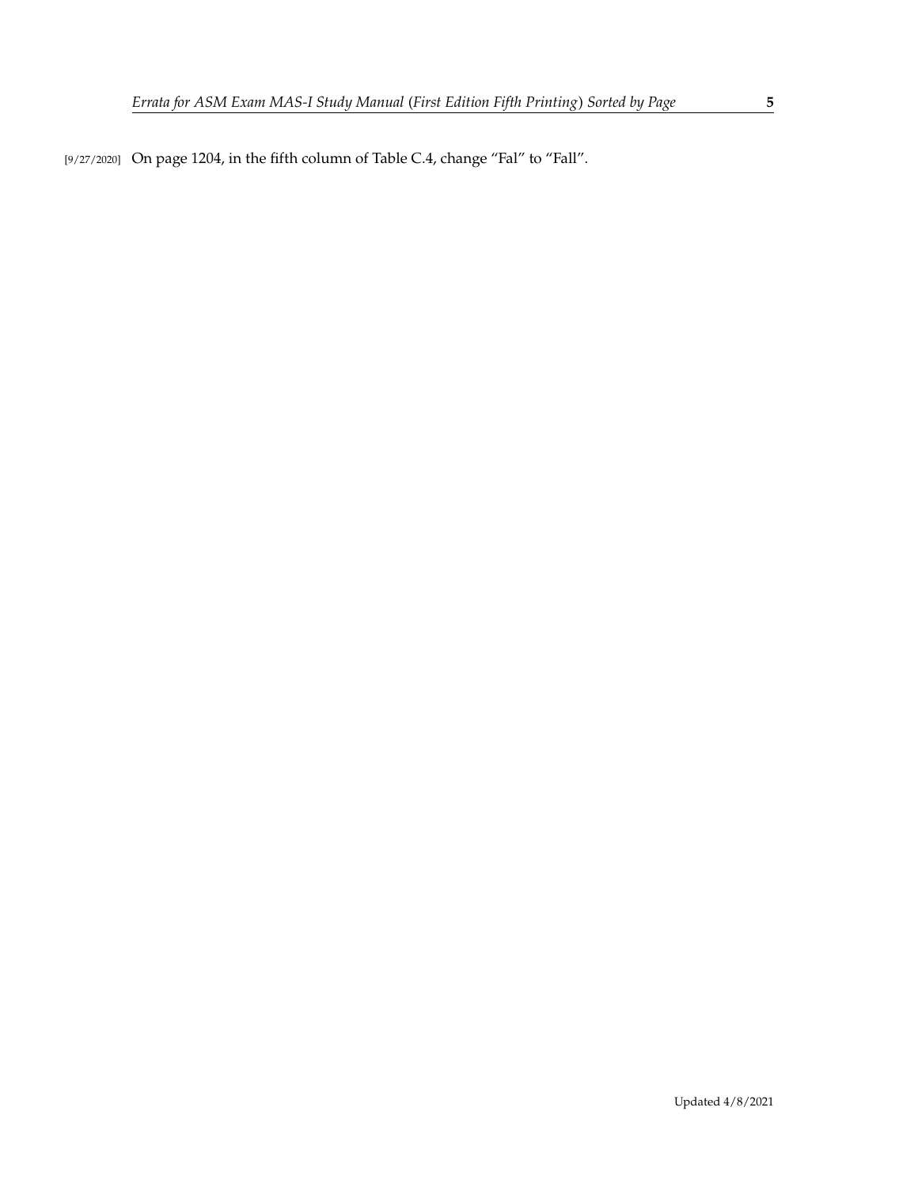[9/27/2020] On page 1204, in the fifth column of Table C.4, change “Fal” to “Fall”.